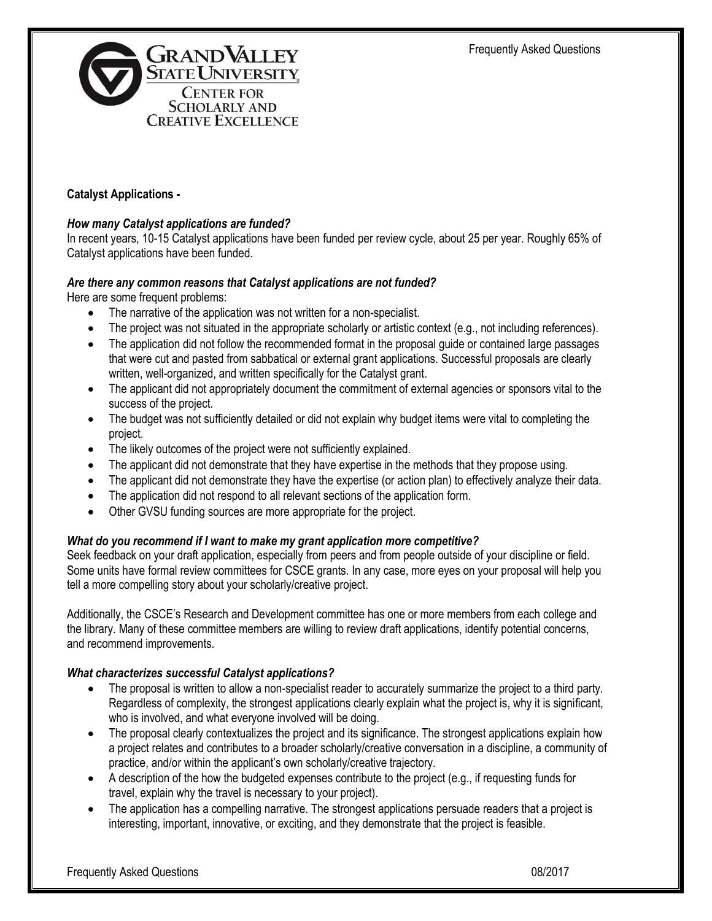# Grand Valley State University Center for Scholarly and Creative Excellence

**Catalyst Applications -**

### *How many Catalyst applications are funded?*

In recent years, 10-15 Catalyst applications have been funded per review cycle, about 25 per year. Roughly 65% of Catalyst applications have been funded.

### *Are there any common reasons that Catalyst applications are not funded?*

Here are some frequent problems:

- The narrative of the application was not written for a non-specialist.
- The project was not situated in the appropriate scholarly or artistic context (e.g., not including references).
- The application did not follow the recommended format in the proposal guide or contained large passages that were cut and pasted from sabbatical or external grant applications. Successful proposals are clearly written, well-organized, and written specifically for the Catalyst grant.
- The applicant did not appropriately document the commitment of external agencies or sponsors vital to the success of the project.
- The budget was not sufficiently detailed or did not explain why budget items were vital to completing the project.
- The likely outcomes of the project were not sufficiently explained.
- The applicant did not demonstrate that they have expertise in the methods that they propose using.
- The applicant did not demonstrate they have the expertise (or action plan) to effectively analyze their data.
- The application did not respond to all relevant sections of the application form.
- Other GVSU funding sources are more appropriate for the project.

### *What do you recommend if I want to make my grant application more competitive?*

Seek feedback on your draft application, especially from peers and from people outside of your discipline or field. Some units have formal review committees for CSCE grants. In any case, more eyes on your proposal will help you tell a more compelling story about your scholarly/creative project.

Additionally, the CSCE's Research and Development committee has one or more members from each college and the library. Many of these committee members are willing to review draft applications, identify potential concerns, and recommend improvements.

### *What characterizes successful Catalyst applications?*

- The proposal is written to allow a non-specialist reader to accurately summarize the project to a third party. Regardless of complexity, the strongest applications clearly explain what the project is, why it is significant, who is involved, and what everyone involved will be doing.
- The proposal clearly contextualizes the project and its significance. The strongest applications explain how a project relates and contributes to a broader scholarly/creative conversation in a discipline, a community of practice, and/or within the applicant's own scholarly/creative trajectory.
- A description of the how the budgeted expenses contribute to the project (e.g., if requesting funds for travel, explain why the travel is necessary to your project).
- The application has a compelling narrative. The strongest applications persuade readers that a project is interesting, important, innovative, or exciting, and they demonstrate that the project is feasible.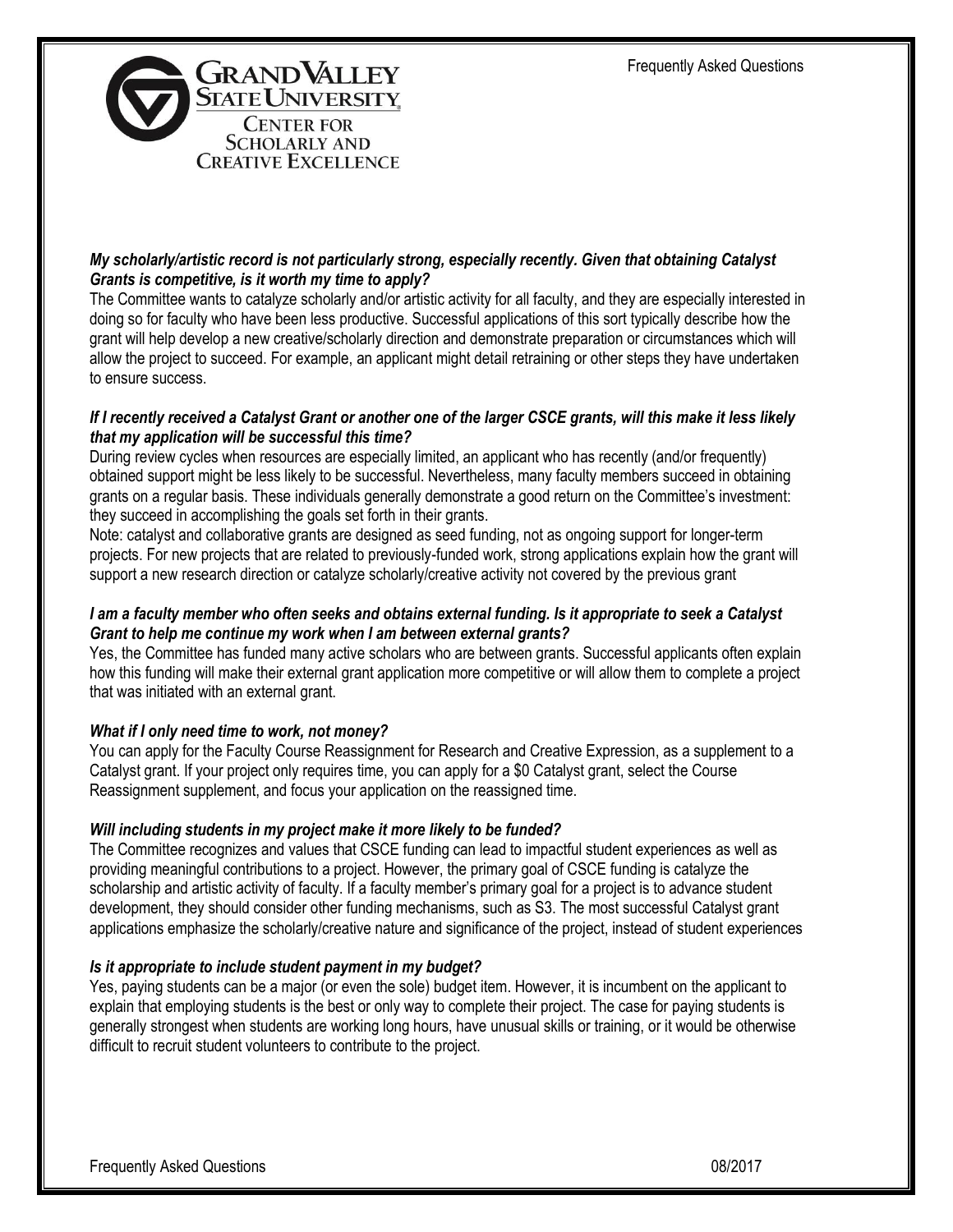***My scholarly/artistic record is not particularly strong, especially recently. Given that obtaining Catalyst Grants is competitive, is it worth my time to apply?***

The Committee wants to catalyze scholarly and/or artistic activity for all faculty, and they are especially interested in doing so for faculty who have been less productive. Successful applications of this sort typically describe how the grant will help develop a new creative/scholarly direction and demonstrate preparation or circumstances which will allow the project to succeed. For example, an applicant might detail retraining or other steps they have undertaken to ensure success.

***If I recently received a Catalyst Grant or another one of the larger CSCE grants, will this make it less likely that my application will be successful this time?***

During review cycles when resources are especially limited, an applicant who has recently (and/or frequently) obtained support might be less likely to be successful. Nevertheless, many faculty members succeed in obtaining grants on a regular basis. These individuals generally demonstrate a good return on the Committee's investment: they succeed in accomplishing the goals set forth in their grants.

Note: catalyst and collaborative grants are designed as seed funding, not as ongoing support for longer-term projects. For new projects that are related to previously-funded work, strong applications explain how the grant will support a new research direction or catalyze scholarly/creative activity not covered by the previous grant

***I am a faculty member who often seeks and obtains external funding. Is it appropriate to seek a Catalyst Grant to help me continue my work when I am between external grants?***

Yes, the Committee has funded many active scholars who are between grants. Successful applicants often explain how this funding will make their external grant application more competitive or will allow them to complete a project that was initiated with an external grant.

***What if I only need time to work, not money?***

You can apply for the Faculty Course Reassignment for Research and Creative Expression, as a supplement to a Catalyst grant. If your project only requires time, you can apply for a $0 Catalyst grant, select the Course Reassignment supplement, and focus your application on the reassigned time.

***Will including students in my project make it more likely to be funded?***

The Committee recognizes and values that CSCE funding can lead to impactful student experiences as well as providing meaningful contributions to a project. However, the primary goal of CSCE funding is catalyze the scholarship and artistic activity of faculty. If a faculty member's primary goal for a project is to advance student development, they should consider other funding mechanisms, such as S3. The most successful Catalyst grant applications emphasize the scholarly/creative nature and significance of the project, instead of student experiences

***Is it appropriate to include student payment in my budget?***

Yes, paying students can be a major (or even the sole) budget item. However, it is incumbent on the applicant to explain that employing students is the best or only way to complete their project. The case for paying students is generally strongest when students are working long hours, have unusual skills or training, or it would be otherwise difficult to recruit student volunteers to contribute to the project.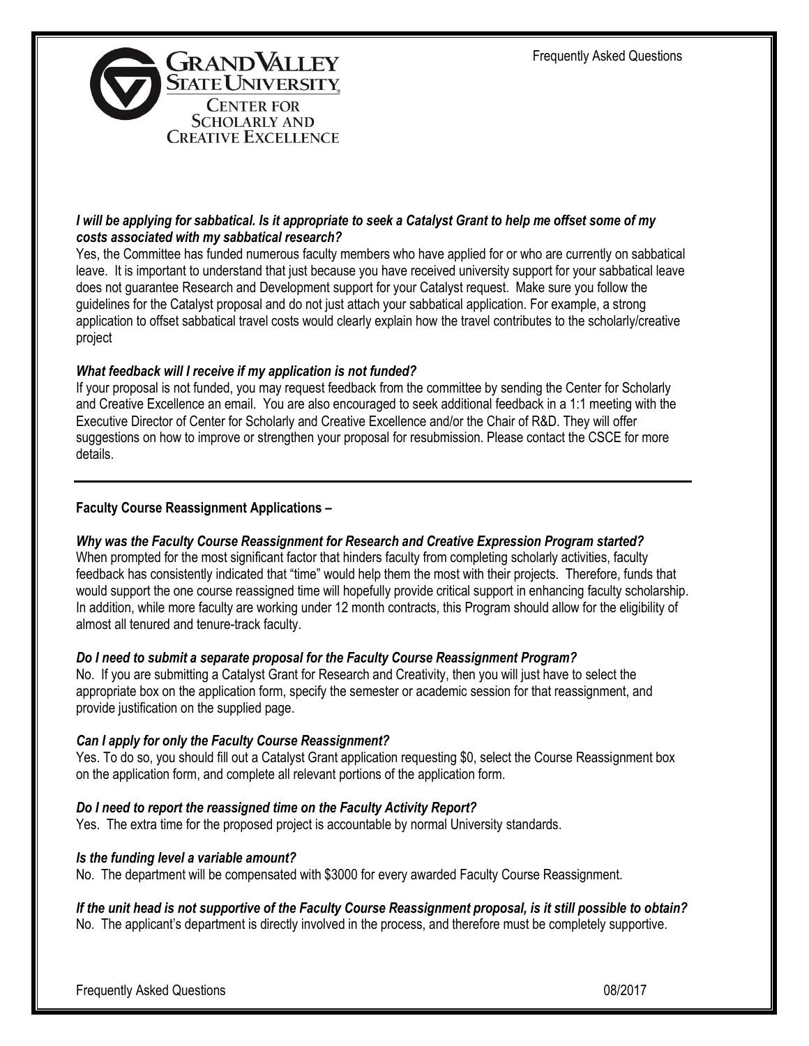***I will be applying for sabbatical. Is it appropriate to seek a Catalyst Grant to help me offset some of my costs associated with my sabbatical research?***

Yes, the Committee has funded numerous faculty members who have applied for or who are currently on sabbatical leave. It is important to understand that just because you have received university support for your sabbatical leave does not guarantee Research and Development support for your Catalyst request. Make sure you follow the guidelines for the Catalyst proposal and do not just attach your sabbatical application. For example, a strong application to offset sabbatical travel costs would clearly explain how the travel contributes to the scholarly/creative project

***What feedback will I receive if my application is not funded?***

If your proposal is not funded, you may request feedback from the committee by sending the Center for Scholarly and Creative Excellence an email. You are also encouraged to seek additional feedback in a 1:1 meeting with the Executive Director of Center for Scholarly and Creative Excellence and/or the Chair of R&D. They will offer suggestions on how to improve or strengthen your proposal for resubmission. Please contact the CSCE for more details.

---

**Faculty Course Reassignment Applications –**

***Why was the Faculty Course Reassignment for Research and Creative Expression Program started?***

When prompted for the most significant factor that hinders faculty from completing scholarly activities, faculty feedback has consistently indicated that "time" would help them the most with their projects. Therefore, funds that would support the one course reassigned time will hopefully provide critical support in enhancing faculty scholarship. In addition, while more faculty are working under 12 month contracts, this Program should allow for the eligibility of almost all tenured and tenure-track faculty.

***Do I need to submit a separate proposal for the Faculty Course Reassignment Program?***

No. If you are submitting a Catalyst Grant for Research and Creativity, then you will just have to select the appropriate box on the application form, specify the semester or academic session for that reassignment, and provide justification on the supplied page.

***Can I apply for only the Faculty Course Reassignment?***

Yes. To do so, you should fill out a Catalyst Grant application requesting $0, select the Course Reassignment box on the application form, and complete all relevant portions of the application form.

***Do I need to report the reassigned time on the Faculty Activity Report?***

Yes. The extra time for the proposed project is accountable by normal University standards.

***Is the funding level a variable amount?***

No. The department will be compensated with $3000 for every awarded Faculty Course Reassignment.

***If the unit head is not supportive of the Faculty Course Reassignment proposal, is it still possible to obtain?***

No. The applicant's department is directly involved in the process, and therefore must be completely supportive.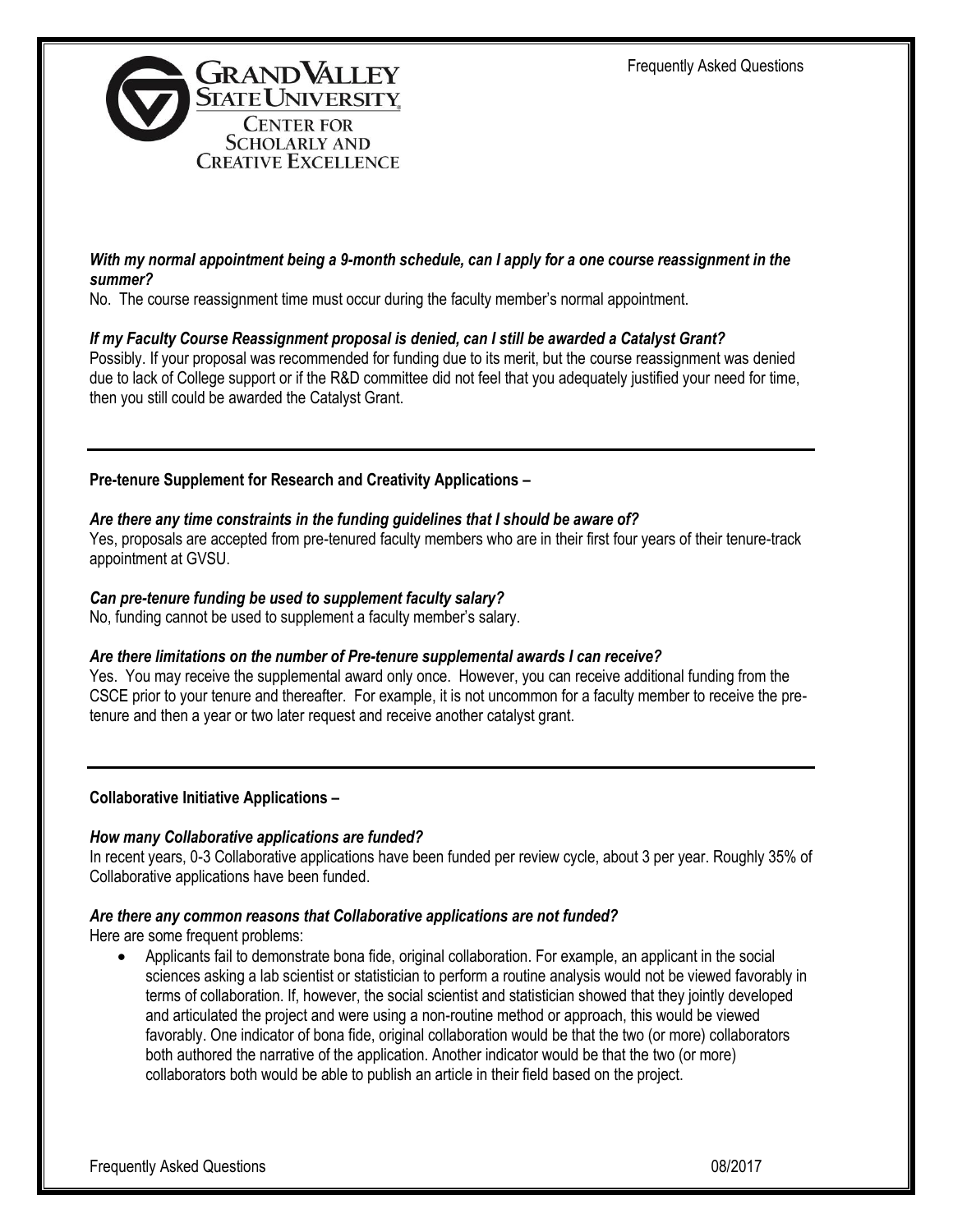***With my normal appointment being a 9-month schedule, can I apply for a one course reassignment in the summer?***

No. The course reassignment time must occur during the faculty member's normal appointment.

***If my Faculty Course Reassignment proposal is denied, can I still be awarded a Catalyst Grant?***

Possibly. If your proposal was recommended for funding due to its merit, but the course reassignment was denied due to lack of College support or if the R&D committee did not feel that you adequately justified your need for time, then you still could be awarded the Catalyst Grant.

---

**Pre-tenure Supplement for Research and Creativity Applications –**

***Are there any time constraints in the funding guidelines that I should be aware of?***

Yes, proposals are accepted from pre-tenured faculty members who are in their first four years of their tenure-track appointment at GVSU.

***Can pre-tenure funding be used to supplement faculty salary?***

No, funding cannot be used to supplement a faculty member's salary.

***Are there limitations on the number of Pre-tenure supplemental awards I can receive?***

Yes. You may receive the supplemental award only once. However, you can receive additional funding from the CSCE prior to your tenure and thereafter. For example, it is not uncommon for a faculty member to receive the pre-tenure and then a year or two later request and receive another catalyst grant.

---

**Collaborative Initiative Applications –**

***How many Collaborative applications are funded?***

In recent years, 0-3 Collaborative applications have been funded per review cycle, about 3 per year. Roughly 35% of Collaborative applications have been funded.

***Are there any common reasons that Collaborative applications are not funded?***

Here are some frequent problems:

- Applicants fail to demonstrate bona fide, original collaboration. For example, an applicant in the social sciences asking a lab scientist or statistician to perform a routine analysis would not be viewed favorably in terms of collaboration. If, however, the social scientist and statistician showed that they jointly developed and articulated the project and were using a non-routine method or approach, this would be viewed favorably. One indicator of bona fide, original collaboration would be that the two (or more) collaborators both authored the narrative of the application. Another indicator would be that the two (or more) collaborators both would be able to publish an article in their field based on the project.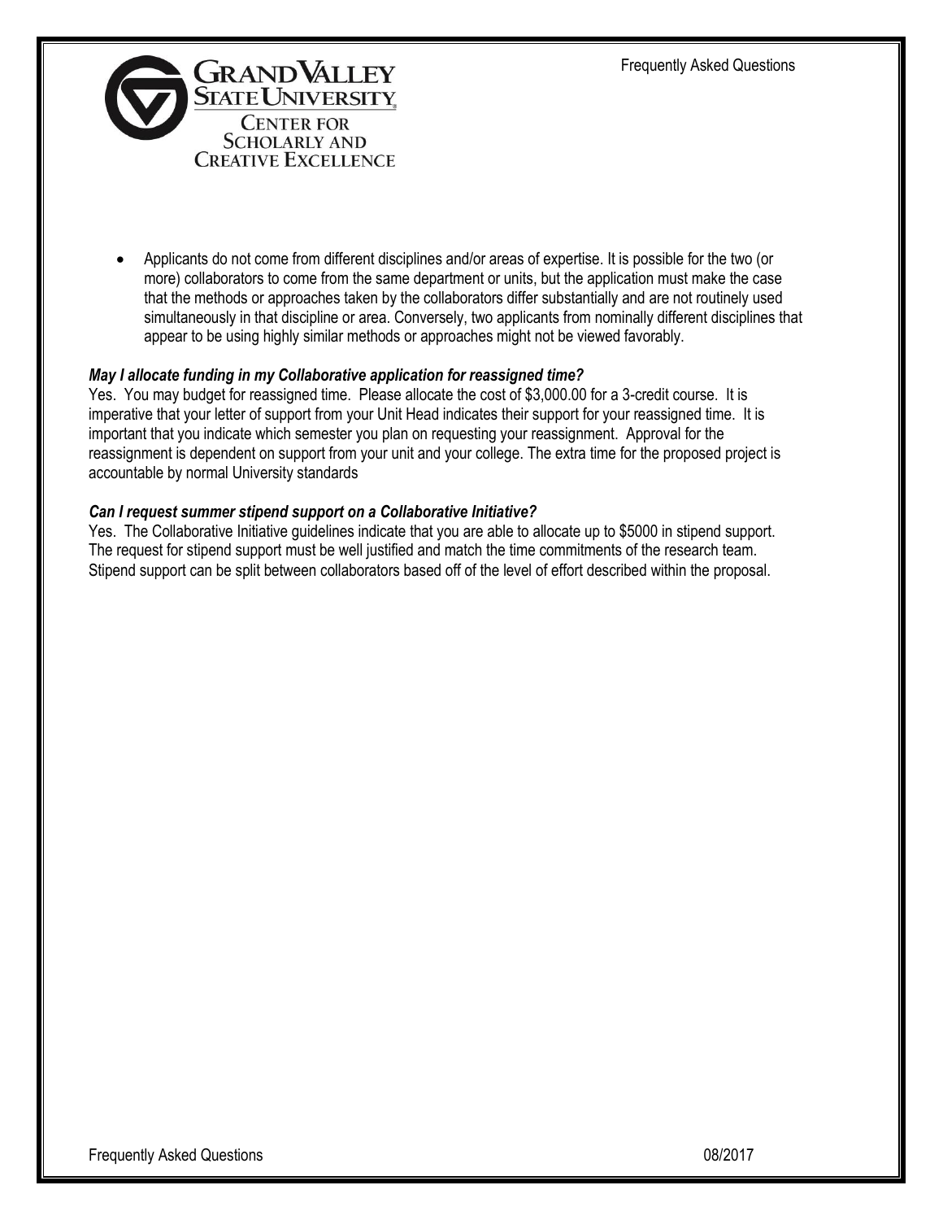- Applicants do not come from different disciplines and/or areas of expertise. It is possible for the two (or more) collaborators to come from the same department or units, but the application must make the case that the methods or approaches taken by the collaborators differ substantially and are not routinely used simultaneously in that discipline or area. Conversely, two applicants from nominally different disciplines that appear to be using highly similar methods or approaches might not be viewed favorably.

***May I allocate funding in my Collaborative application for reassigned time?***

Yes. You may budget for reassigned time. Please allocate the cost of $3,000.00 for a 3-credit course. It is imperative that your letter of support from your Unit Head indicates their support for your reassigned time. It is important that you indicate which semester you plan on requesting your reassignment. Approval for the reassignment is dependent on support from your unit and your college. The extra time for the proposed project is accountable by normal University standards

***Can I request summer stipend support on a Collaborative Initiative?***

Yes. The Collaborative Initiative guidelines indicate that you are able to allocate up to $5000 in stipend support. The request for stipend support must be well justified and match the time commitments of the research team. Stipend support can be split between collaborators based off of the level of effort described within the proposal.